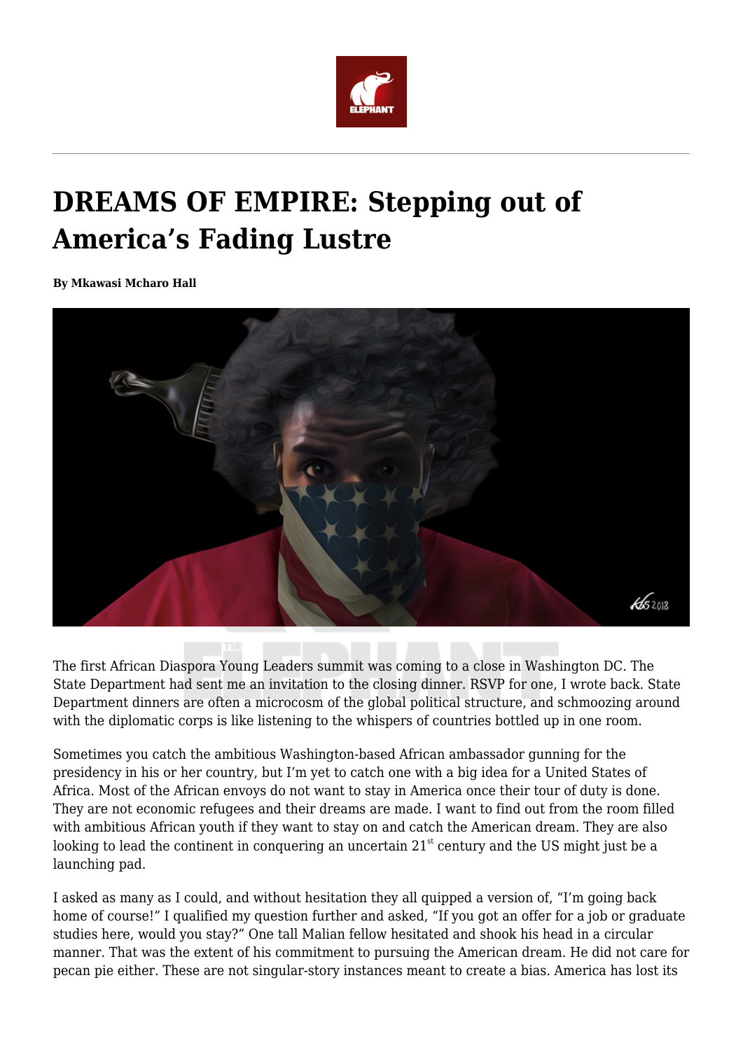# DREAMS OF EMPIRE: Stepping out of America's Fading Lustre

**By Mkawasi Mcharo Hall**

The first African Diaspora Young Leaders summit was coming to a close in Washington DC. The State Department had sent me an invitation to the closing dinner. RSVP for one, I wrote back. State Department dinners are often a microcosm of the global political structure, and schmoozing around with the diplomatic corps is like listening to the whispers of countries bottled up in one room.

Sometimes you catch the ambitious Washington-based African ambassador gunning for the presidency in his or her country, but I'm yet to catch one with a big idea for a United States of Africa. Most of the African envoys do not want to stay in America once their tour of duty is done. They are not economic refugees and their dreams are made. I want to find out from the room filled with ambitious African youth if they want to stay on and catch the American dream. They are also looking to lead the continent in conquering an uncertain 21st century and the US might just be a launching pad.

I asked as many as I could, and without hesitation they all quipped a version of, "I'm going back home of course!" I qualified my question further and asked, "If you got an offer for a job or graduate studies here, would you stay?" One tall Malian fellow hesitated and shook his head in a circular manner. That was the extent of his commitment to pursuing the American dream. He did not care for pecan pie either. These are not singular-story instances meant to create a bias. America has lost its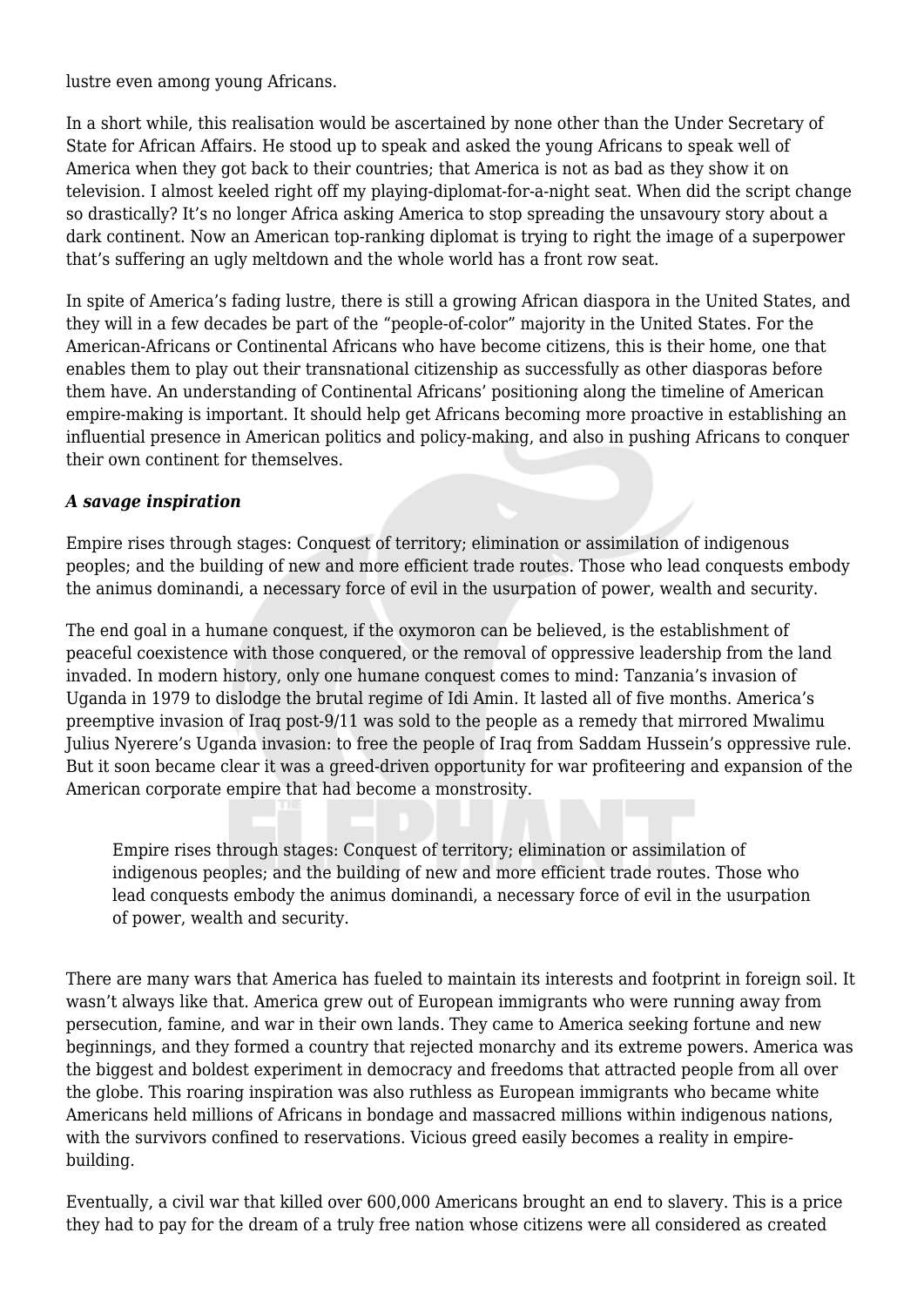lustre even among young Africans.

In a short while, this realisation would be ascertained by none other than the Under Secretary of State for African Affairs. He stood up to speak and asked the young Africans to speak well of America when they got back to their countries; that America is not as bad as they show it on television. I almost keeled right off my playing-diplomat-for-a-night seat. When did the script change so drastically? It's no longer Africa asking America to stop spreading the unsavoury story about a dark continent. Now an American top-ranking diplomat is trying to right the image of a superpower that's suffering an ugly meltdown and the whole world has a front row seat.

In spite of America's fading lustre, there is still a growing African diaspora in the United States, and they will in a few decades be part of the "people-of-color" majority in the United States. For the American-Africans or Continental Africans who have become citizens, this is their home, one that enables them to play out their transnational citizenship as successfully as other diasporas before them have. An understanding of Continental Africans' positioning along the timeline of American empire-making is important. It should help get Africans becoming more proactive in establishing an influential presence in American politics and policy-making, and also in pushing Africans to conquer their own continent for themselves.

### ***A savage inspiration***

Empire rises through stages: Conquest of territory; elimination or assimilation of indigenous peoples; and the building of new and more efficient trade routes. Those who lead conquests embody the animus dominandi, a necessary force of evil in the usurpation of power, wealth and security.

The end goal in a humane conquest, if the oxymoron can be believed, is the establishment of peaceful coexistence with those conquered, or the removal of oppressive leadership from the land invaded. In modern history, only one humane conquest comes to mind: Tanzania's invasion of Uganda in 1979 to dislodge the brutal regime of Idi Amin. It lasted all of five months. America's preemptive invasion of Iraq post-9/11 was sold to the people as a remedy that mirrored Mwalimu Julius Nyerere's Uganda invasion: to free the people of Iraq from Saddam Hussein's oppressive rule. But it soon became clear it was a greed-driven opportunity for war profiteering and expansion of the American corporate empire that had become a monstrosity.

> Empire rises through stages: Conquest of territory; elimination or assimilation of indigenous peoples; and the building of new and more efficient trade routes. Those who lead conquests embody the animus dominandi, a necessary force of evil in the usurpation of power, wealth and security.

There are many wars that America has fueled to maintain its interests and footprint in foreign soil. It wasn't always like that. America grew out of European immigrants who were running away from persecution, famine, and war in their own lands. They came to America seeking fortune and new beginnings, and they formed a country that rejected monarchy and its extreme powers. America was the biggest and boldest experiment in democracy and freedoms that attracted people from all over the globe. This roaring inspiration was also ruthless as European immigrants who became white Americans held millions of Africans in bondage and massacred millions within indigenous nations, with the survivors confined to reservations. Vicious greed easily becomes a reality in empire-building.

Eventually, a civil war that killed over 600,000 Americans brought an end to slavery. This is a price they had to pay for the dream of a truly free nation whose citizens were all considered as created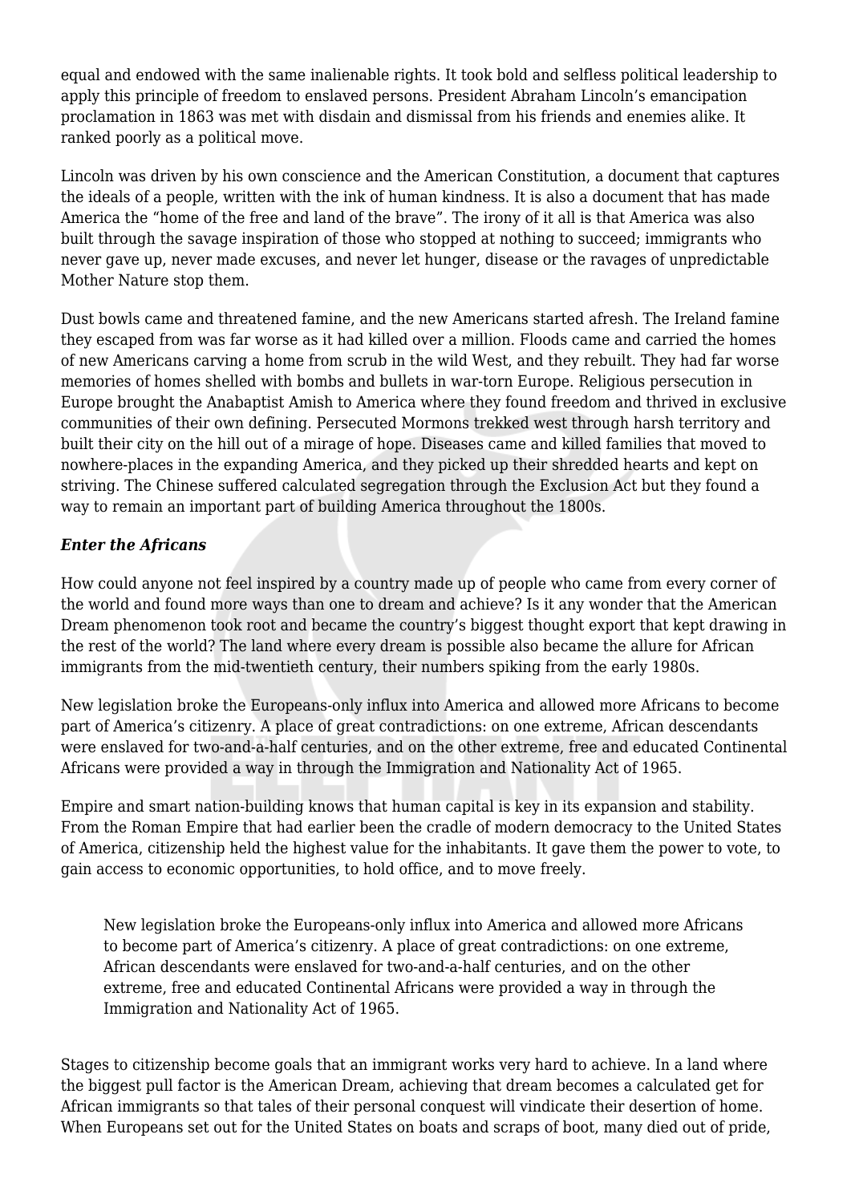equal and endowed with the same inalienable rights. It took bold and selfless political leadership to apply this principle of freedom to enslaved persons. President Abraham Lincoln's emancipation proclamation in 1863 was met with disdain and dismissal from his friends and enemies alike. It ranked poorly as a political move.

Lincoln was driven by his own conscience and the American Constitution, a document that captures the ideals of a people, written with the ink of human kindness. It is also a document that has made America the "home of the free and land of the brave". The irony of it all is that America was also built through the savage inspiration of those who stopped at nothing to succeed; immigrants who never gave up, never made excuses, and never let hunger, disease or the ravages of unpredictable Mother Nature stop them.

Dust bowls came and threatened famine, and the new Americans started afresh. The Ireland famine they escaped from was far worse as it had killed over a million. Floods came and carried the homes of new Americans carving a home from scrub in the wild West, and they rebuilt. They had far worse memories of homes shelled with bombs and bullets in war-torn Europe. Religious persecution in Europe brought the Anabaptist Amish to America where they found freedom and thrived in exclusive communities of their own defining. Persecuted Mormons trekked west through harsh territory and built their city on the hill out of a mirage of hope. Diseases came and killed families that moved to nowhere-places in the expanding America, and they picked up their shredded hearts and kept on striving. The Chinese suffered calculated segregation through the Exclusion Act but they found a way to remain an important part of building America throughout the 1800s.

### *Enter the Africans*

How could anyone not feel inspired by a country made up of people who came from every corner of the world and found more ways than one to dream and achieve? Is it any wonder that the American Dream phenomenon took root and became the country's biggest thought export that kept drawing in the rest of the world? The land where every dream is possible also became the allure for African immigrants from the mid-twentieth century, their numbers spiking from the early 1980s.

New legislation broke the Europeans-only influx into America and allowed more Africans to become part of America's citizenry. A place of great contradictions: on one extreme, African descendants were enslaved for two-and-a-half centuries, and on the other extreme, free and educated Continental Africans were provided a way in through the Immigration and Nationality Act of 1965.

Empire and smart nation-building knows that human capital is key in its expansion and stability. From the Roman Empire that had earlier been the cradle of modern democracy to the United States of America, citizenship held the highest value for the inhabitants. It gave them the power to vote, to gain access to economic opportunities, to hold office, and to move freely.

> New legislation broke the Europeans-only influx into America and allowed more Africans to become part of America's citizenry. A place of great contradictions: on one extreme, African descendants were enslaved for two-and-a-half centuries, and on the other extreme, free and educated Continental Africans were provided a way in through the Immigration and Nationality Act of 1965.

Stages to citizenship become goals that an immigrant works very hard to achieve. In a land where the biggest pull factor is the American Dream, achieving that dream becomes a calculated get for African immigrants so that tales of their personal conquest will vindicate their desertion of home. When Europeans set out for the United States on boats and scraps of boot, many died out of pride,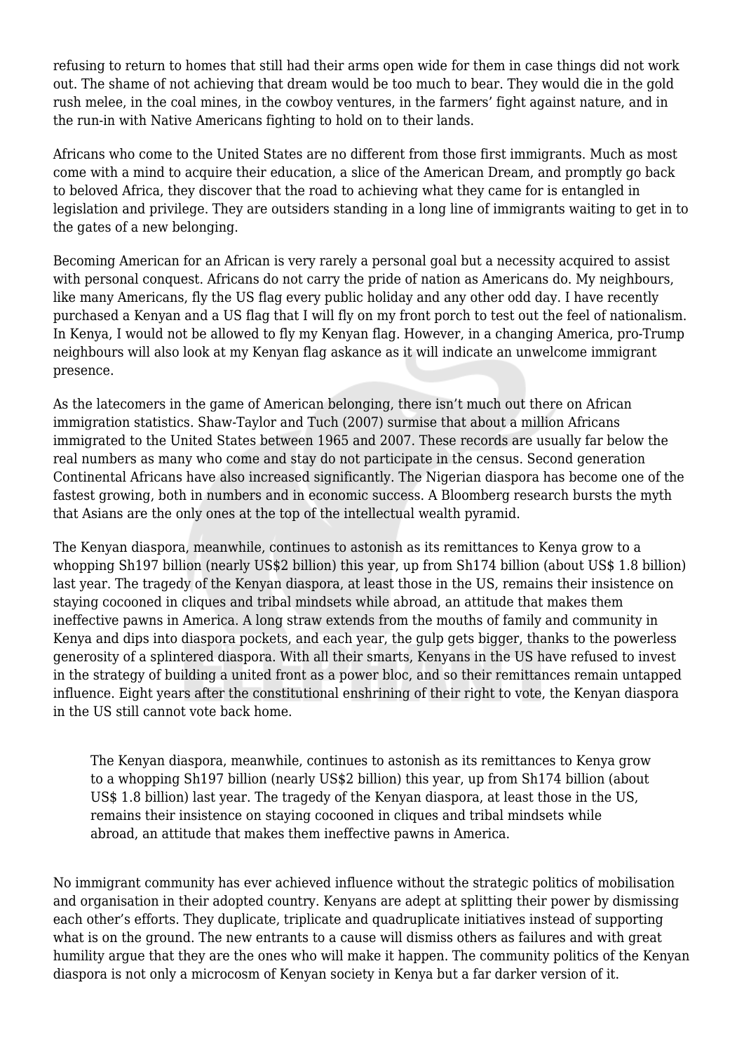refusing to return to homes that still had their arms open wide for them in case things did not work out. The shame of not achieving that dream would be too much to bear. They would die in the gold rush melee, in the coal mines, in the cowboy ventures, in the farmers' fight against nature, and in the run-in with Native Americans fighting to hold on to their lands.

Africans who come to the United States are no different from those first immigrants. Much as most come with a mind to acquire their education, a slice of the American Dream, and promptly go back to beloved Africa, they discover that the road to achieving what they came for is entangled in legislation and privilege. They are outsiders standing in a long line of immigrants waiting to get in to the gates of a new belonging.

Becoming American for an African is very rarely a personal goal but a necessity acquired to assist with personal conquest. Africans do not carry the pride of nation as Americans do. My neighbours, like many Americans, fly the US flag every public holiday and any other odd day. I have recently purchased a Kenyan and a US flag that I will fly on my front porch to test out the feel of nationalism. In Kenya, I would not be allowed to fly my Kenyan flag. However, in a changing America, pro-Trump neighbours will also look at my Kenyan flag askance as it will indicate an unwelcome immigrant presence.

As the latecomers in the game of American belonging, there isn't much out there on African immigration statistics. Shaw-Taylor and Tuch (2007) surmise that about a million Africans immigrated to the United States between 1965 and 2007. These records are usually far below the real numbers as many who come and stay do not participate in the census. Second generation Continental Africans have also increased significantly. The Nigerian diaspora has become one of the fastest growing, both in numbers and in economic success. A Bloomberg research bursts the myth that Asians are the only ones at the top of the intellectual wealth pyramid.

The Kenyan diaspora, meanwhile, continues to astonish as its remittances to Kenya grow to a whopping Sh197 billion (nearly US$2 billion) this year, up from Sh174 billion (about US$ 1.8 billion) last year. The tragedy of the Kenyan diaspora, at least those in the US, remains their insistence on staying cocooned in cliques and tribal mindsets while abroad, an attitude that makes them ineffective pawns in America. A long straw extends from the mouths of family and community in Kenya and dips into diaspora pockets, and each year, the gulp gets bigger, thanks to the powerless generosity of a splintered diaspora. With all their smarts, Kenyans in the US have refused to invest in the strategy of building a united front as a power bloc, and so their remittances remain untapped influence. Eight years after the constitutional enshrining of their right to vote, the Kenyan diaspora in the US still cannot vote back home.

> The Kenyan diaspora, meanwhile, continues to astonish as its remittances to Kenya grow to a whopping Sh197 billion (nearly US$2 billion) this year, up from Sh174 billion (about US$ 1.8 billion) last year. The tragedy of the Kenyan diaspora, at least those in the US, remains their insistence on staying cocooned in cliques and tribal mindsets while abroad, an attitude that makes them ineffective pawns in America.

No immigrant community has ever achieved influence without the strategic politics of mobilisation and organisation in their adopted country. Kenyans are adept at splitting their power by dismissing each other's efforts. They duplicate, triplicate and quadruplicate initiatives instead of supporting what is on the ground. The new entrants to a cause will dismiss others as failures and with great humility argue that they are the ones who will make it happen. The community politics of the Kenyan diaspora is not only a microcosm of Kenyan society in Kenya but a far darker version of it.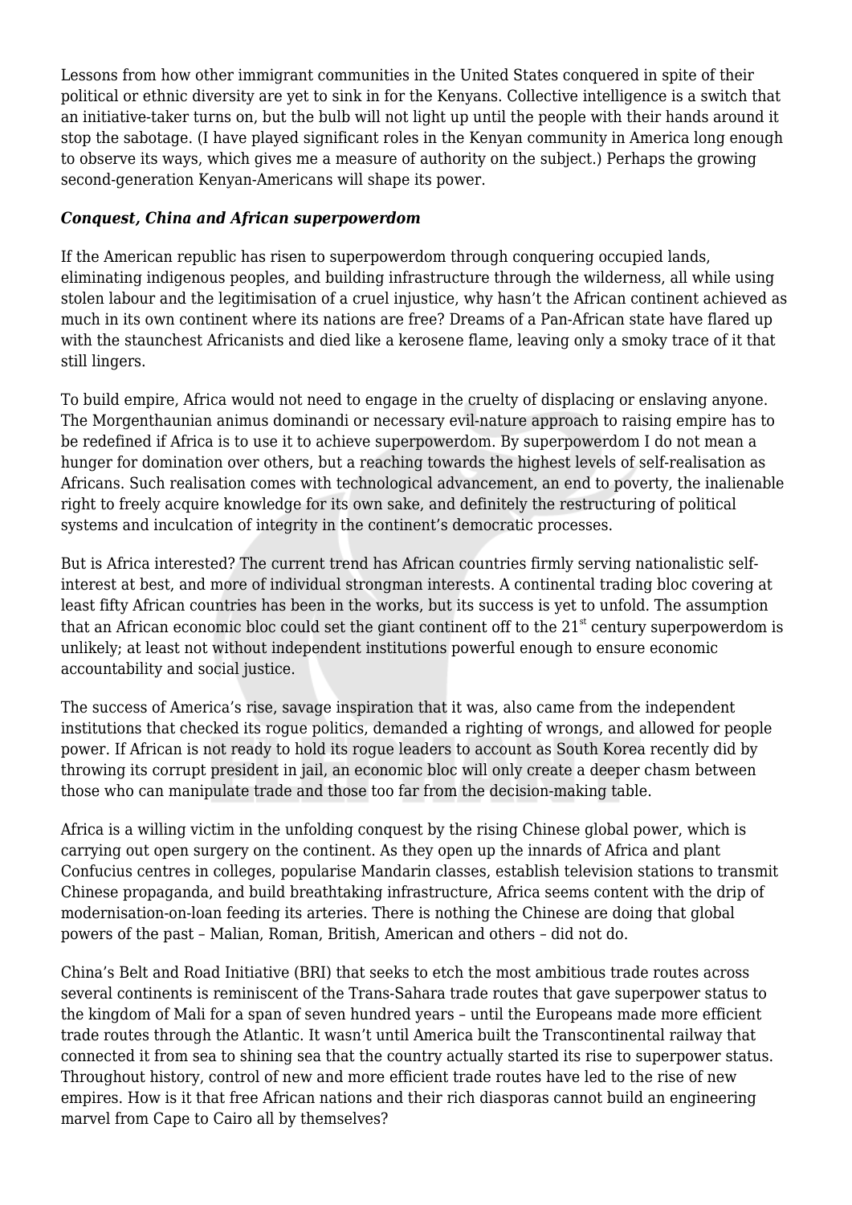Lessons from how other immigrant communities in the United States conquered in spite of their political or ethnic diversity are yet to sink in for the Kenyans. Collective intelligence is a switch that an initiative-taker turns on, but the bulb will not light up until the people with their hands around it stop the sabotage. (I have played significant roles in the Kenyan community in America long enough to observe its ways, which gives me a measure of authority on the subject.) Perhaps the growing second-generation Kenyan-Americans will shape its power.

### ***Conquest, China and African superpowerdom***

If the American republic has risen to superpowerdom through conquering occupied lands, eliminating indigenous peoples, and building infrastructure through the wilderness, all while using stolen labour and the legitimisation of a cruel injustice, why hasn't the African continent achieved as much in its own continent where its nations are free? Dreams of a Pan-African state have flared up with the staunchest Africanists and died like a kerosene flame, leaving only a smoky trace of it that still lingers.

To build empire, Africa would not need to engage in the cruelty of displacing or enslaving anyone. The Morgenthaunian animus dominandi or necessary evil-nature approach to raising empire has to be redefined if Africa is to use it to achieve superpowerdom. By superpowerdom I do not mean a hunger for domination over others, but a reaching towards the highest levels of self-realisation as Africans. Such realisation comes with technological advancement, an end to poverty, the inalienable right to freely acquire knowledge for its own sake, and definitely the restructuring of political systems and inculcation of integrity in the continent's democratic processes.

But is Africa interested? The current trend has African countries firmly serving nationalistic self-interest at best, and more of individual strongman interests. A continental trading bloc covering at least fifty African countries has been in the works, but its success is yet to unfold. The assumption that an African economic bloc could set the giant continent off to the 21st century superpowerdom is unlikely; at least not without independent institutions powerful enough to ensure economic accountability and social justice.

The success of America's rise, savage inspiration that it was, also came from the independent institutions that checked its rogue politics, demanded a righting of wrongs, and allowed for people power. If African is not ready to hold its rogue leaders to account as South Korea recently did by throwing its corrupt president in jail, an economic bloc will only create a deeper chasm between those who can manipulate trade and those too far from the decision-making table.

Africa is a willing victim in the unfolding conquest by the rising Chinese global power, which is carrying out open surgery on the continent. As they open up the innards of Africa and plant Confucius centres in colleges, popularise Mandarin classes, establish television stations to transmit Chinese propaganda, and build breathtaking infrastructure, Africa seems content with the drip of modernisation-on-loan feeding its arteries. There is nothing the Chinese are doing that global powers of the past – Malian, Roman, British, American and others – did not do.

China's Belt and Road Initiative (BRI) that seeks to etch the most ambitious trade routes across several continents is reminiscent of the Trans-Sahara trade routes that gave superpower status to the kingdom of Mali for a span of seven hundred years – until the Europeans made more efficient trade routes through the Atlantic. It wasn't until America built the Transcontinental railway that connected it from sea to shining sea that the country actually started its rise to superpower status. Throughout history, control of new and more efficient trade routes have led to the rise of new empires. How is it that free African nations and their rich diasporas cannot build an engineering marvel from Cape to Cairo all by themselves?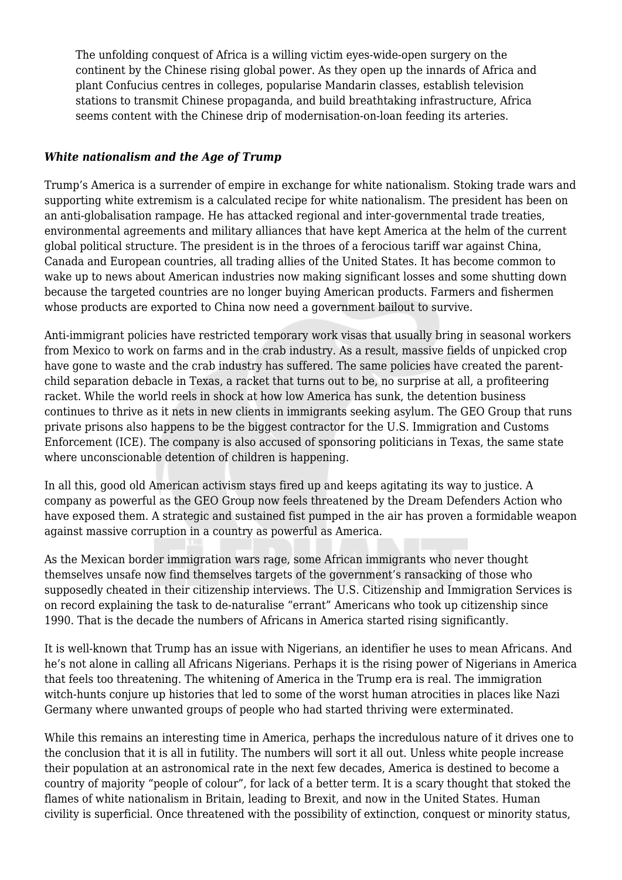The unfolding conquest of Africa is a willing victim eyes-wide-open surgery on the continent by the Chinese rising global power. As they open up the innards of Africa and plant Confucius centres in colleges, popularise Mandarin classes, establish television stations to transmit Chinese propaganda, and build breathtaking infrastructure, Africa seems content with the Chinese drip of modernisation-on-loan feeding its arteries.

### ***White nationalism and the Age of Trump***

Trump's America is a surrender of empire in exchange for white nationalism. Stoking trade wars and supporting white extremism is a calculated recipe for white nationalism. The president has been on an anti-globalisation rampage. He has attacked regional and inter-governmental trade treaties, environmental agreements and military alliances that have kept America at the helm of the current global political structure. The president is in the throes of a ferocious tariff war against China, Canada and European countries, all trading allies of the United States. It has become common to wake up to news about American industries now making significant losses and some shutting down because the targeted countries are no longer buying American products. Farmers and fishermen whose products are exported to China now need a government bailout to survive.

Anti-immigrant policies have restricted temporary work visas that usually bring in seasonal workers from Mexico to work on farms and in the crab industry. As a result, massive fields of unpicked crop have gone to waste and the crab industry has suffered. The same policies have created the parent-child separation debacle in Texas, a racket that turns out to be, no surprise at all, a profiteering racket. While the world reels in shock at how low America has sunk, the detention business continues to thrive as it nets in new clients in immigrants seeking asylum. The GEO Group that runs private prisons also happens to be the biggest contractor for the U.S. Immigration and Customs Enforcement (ICE). The company is also accused of sponsoring politicians in Texas, the same state where unconscionable detention of children is happening.

In all this, good old American activism stays fired up and keeps agitating its way to justice. A company as powerful as the GEO Group now feels threatened by the Dream Defenders Action who have exposed them. A strategic and sustained fist pumped in the air has proven a formidable weapon against massive corruption in a country as powerful as America.

As the Mexican border immigration wars rage, some African immigrants who never thought themselves unsafe now find themselves targets of the government's ransacking of those who supposedly cheated in their citizenship interviews. The U.S. Citizenship and Immigration Services is on record explaining the task to de-naturalise "errant" Americans who took up citizenship since 1990. That is the decade the numbers of Africans in America started rising significantly.

It is well-known that Trump has an issue with Nigerians, an identifier he uses to mean Africans. And he's not alone in calling all Africans Nigerians. Perhaps it is the rising power of Nigerians in America that feels too threatening. The whitening of America in the Trump era is real. The immigration witch-hunts conjure up histories that led to some of the worst human atrocities in places like Nazi Germany where unwanted groups of people who had started thriving were exterminated.

While this remains an interesting time in America, perhaps the incredulous nature of it drives one to the conclusion that it is all in futility. The numbers will sort it all out. Unless white people increase their population at an astronomical rate in the next few decades, America is destined to become a country of majority "people of colour", for lack of a better term. It is a scary thought that stoked the flames of white nationalism in Britain, leading to Brexit, and now in the United States. Human civility is superficial. Once threatened with the possibility of extinction, conquest or minority status,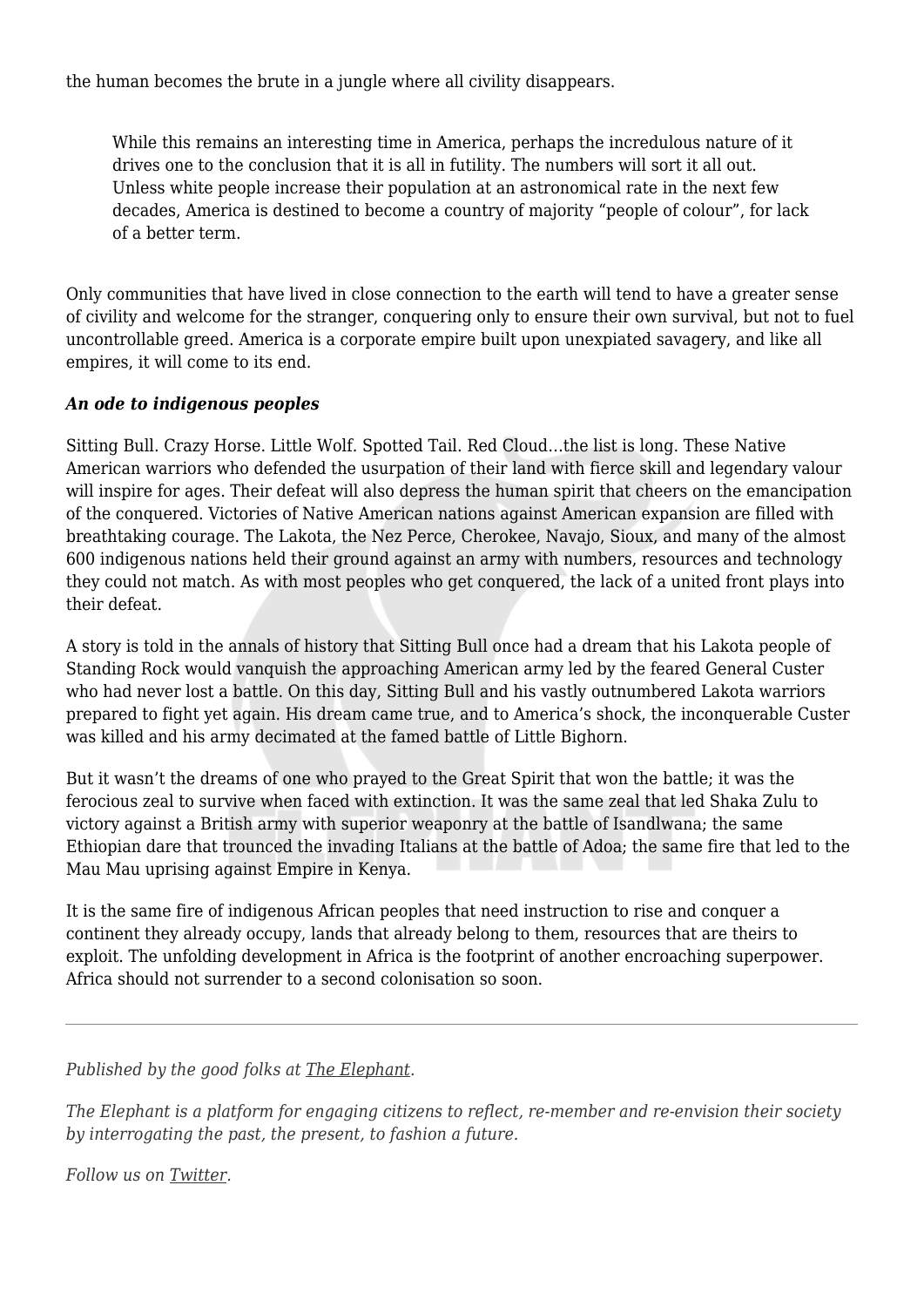the human becomes the brute in a jungle where all civility disappears.

> While this remains an interesting time in America, perhaps the incredulous nature of it drives one to the conclusion that it is all in futility. The numbers will sort it all out. Unless white people increase their population at an astronomical rate in the next few decades, America is destined to become a country of majority "people of colour", for lack of a better term.

Only communities that have lived in close connection to the earth will tend to have a greater sense of civility and welcome for the stranger, conquering only to ensure their own survival, but not to fuel uncontrollable greed. America is a corporate empire built upon unexpiated savagery, and like all empires, it will come to its end.

***An ode to indigenous peoples***

Sitting Bull. Crazy Horse. Little Wolf. Spotted Tail. Red Cloud…the list is long. These Native American warriors who defended the usurpation of their land with fierce skill and legendary valour will inspire for ages. Their defeat will also depress the human spirit that cheers on the emancipation of the conquered. Victories of Native American nations against American expansion are filled with breathtaking courage. The Lakota, the Nez Perce, Cherokee, Navajo, Sioux, and many of the almost 600 indigenous nations held their ground against an army with numbers, resources and technology they could not match. As with most peoples who get conquered, the lack of a united front plays into their defeat.

A story is told in the annals of history that Sitting Bull once had a dream that his Lakota people of Standing Rock would vanquish the approaching American army led by the feared General Custer who had never lost a battle. On this day, Sitting Bull and his vastly outnumbered Lakota warriors prepared to fight yet again. His dream came true, and to America's shock, the inconquerable Custer was killed and his army decimated at the famed battle of Little Bighorn.

But it wasn't the dreams of one who prayed to the Great Spirit that won the battle; it was the ferocious zeal to survive when faced with extinction. It was the same zeal that led Shaka Zulu to victory against a British army with superior weaponry at the battle of Isandlwana; the same Ethiopian dare that trounced the invading Italians at the battle of Adoa; the same fire that led to the Mau Mau uprising against Empire in Kenya.

It is the same fire of indigenous African peoples that need instruction to rise and conquer a continent they already occupy, lands that already belong to them, resources that are theirs to exploit. The unfolding development in Africa is the footprint of another encroaching superpower. Africa should not surrender to a second colonisation so soon.

---

*Published by the good folks at The Elephant.*

*The Elephant is a platform for engaging citizens to reflect, re-member and re-envision their society by interrogating the past, the present, to fashion a future.*

*Follow us on Twitter.*